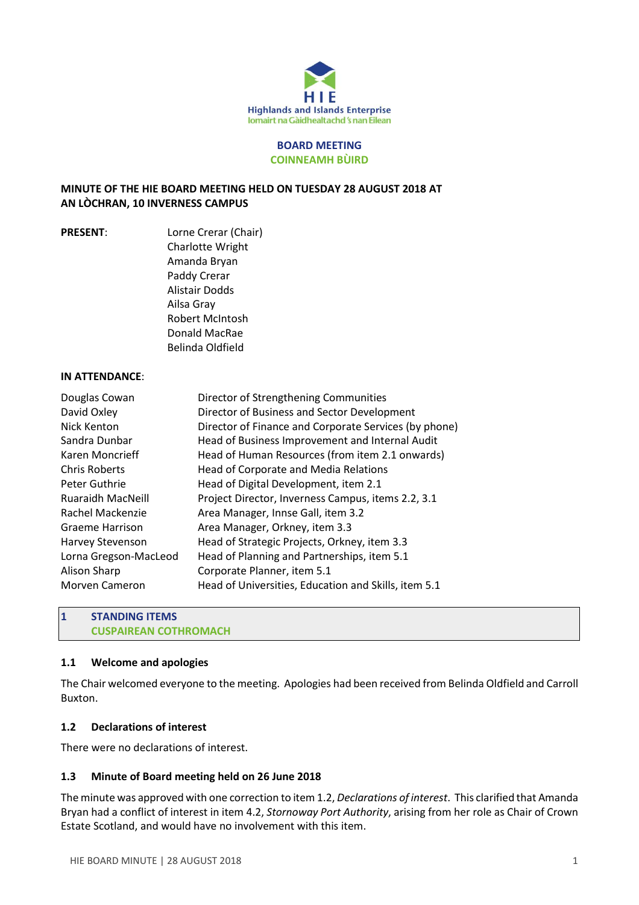HIE

Highlands and Islands Enterprise

Iomairt na Gàidhealtachd 's nan Eilean

**BOARD MEETING**

**COINNEAMH BÙIRD**

**MINUTE OF THE HIE BOARD MEETING HELD ON TUESDAY 28 AUGUST 2018 AT AN LÒCHRAN, 10 INVERNESS CAMPUS**

**PRESENT**:

Lorne Crerar (Chair)
Charlotte Wright
Amanda Bryan
Paddy Crerar
Alistair Dodds
Ailsa Gray
Robert McIntosh
Donald MacRae
Belinda Oldfield

**IN ATTENDANCE**:

| | |
|---|---|
| Douglas Cowan | Director of Strengthening Communities |
| David Oxley | Director of Business and Sector Development |
| Nick Kenton | Director of Finance and Corporate Services (by phone) |
| Sandra Dunbar | Head of Business Improvement and Internal Audit |
| Karen Moncrieff | Head of Human Resources (from item 2.1 onwards) |
| Chris Roberts | Head of Corporate and Media Relations |
| Peter Guthrie | Head of Digital Development, item 2.1 |
| Ruaraidh MacNeill | Project Director, Inverness Campus, items 2.2, 3.1 |
| Rachel Mackenzie | Area Manager, Innse Gall, item 3.2 |
| Graeme Harrison | Area Manager, Orkney, item 3.3 |
| Harvey Stevenson | Head of Strategic Projects, Orkney, item 3.3 |
| Lorna Gregson-MacLeod | Head of Planning and Partnerships, item 5.1 |
| Alison Sharp | Corporate Planner, item 5.1 |
| Morven Cameron | Head of Universities, Education and Skills, item 5.1 |

## 1 STANDING ITEMS
## CUSPAIREAN COTHROMACH

### 1.1 Welcome and apologies

The Chair welcomed everyone to the meeting. Apologies had been received from Belinda Oldfield and Carroll Buxton.

### 1.2 Declarations of interest

There were no declarations of interest.

### 1.3 Minute of Board meeting held on 26 June 2018

The minute was approved with one correction to item 1.2, *Declarations of interest*. This clarified that Amanda Bryan had a conflict of interest in item 4.2, *Stornoway Port Authority*, arising from her role as Chair of Crown Estate Scotland, and would have no involvement with this item.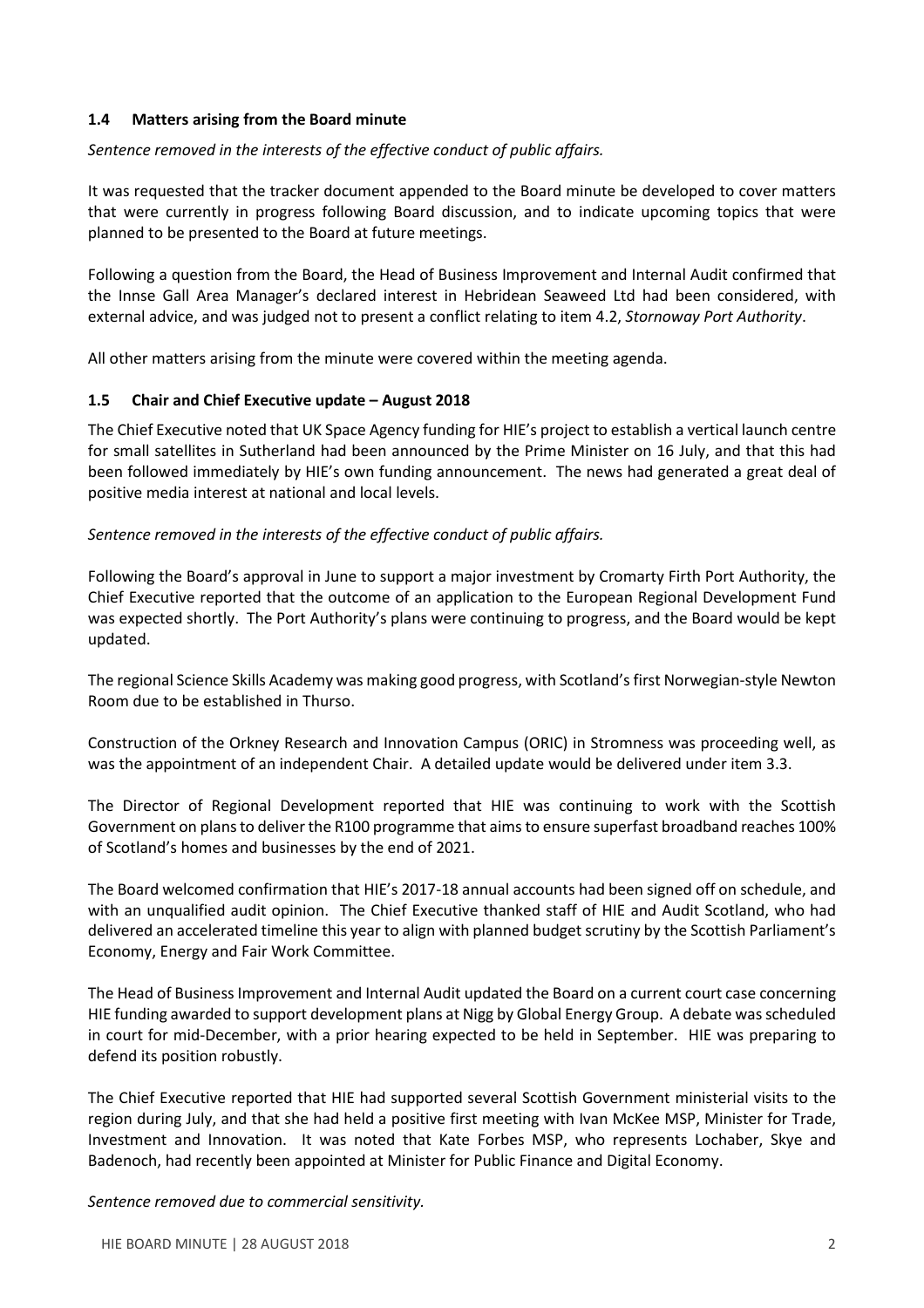### 1.4 Matters arising from the Board minute

*Sentence removed in the interests of the effective conduct of public affairs.*

It was requested that the tracker document appended to the Board minute be developed to cover matters that were currently in progress following Board discussion, and to indicate upcoming topics that were planned to be presented to the Board at future meetings.

Following a question from the Board, the Head of Business Improvement and Internal Audit confirmed that the Innse Gall Area Manager's declared interest in Hebridean Seaweed Ltd had been considered, with external advice, and was judged not to present a conflict relating to item 4.2, *Stornoway Port Authority*.

All other matters arising from the minute were covered within the meeting agenda.

### 1.5 Chair and Chief Executive update – August 2018

The Chief Executive noted that UK Space Agency funding for HIE's project to establish a vertical launch centre for small satellites in Sutherland had been announced by the Prime Minister on 16 July, and that this had been followed immediately by HIE's own funding announcement. The news had generated a great deal of positive media interest at national and local levels.

*Sentence removed in the interests of the effective conduct of public affairs.*

Following the Board's approval in June to support a major investment by Cromarty Firth Port Authority, the Chief Executive reported that the outcome of an application to the European Regional Development Fund was expected shortly. The Port Authority's plans were continuing to progress, and the Board would be kept updated.

The regional Science Skills Academy was making good progress, with Scotland's first Norwegian-style Newton Room due to be established in Thurso.

Construction of the Orkney Research and Innovation Campus (ORIC) in Stromness was proceeding well, as was the appointment of an independent Chair. A detailed update would be delivered under item 3.3.

The Director of Regional Development reported that HIE was continuing to work with the Scottish Government on plans to deliver the R100 programme that aims to ensure superfast broadband reaches 100% of Scotland's homes and businesses by the end of 2021.

The Board welcomed confirmation that HIE's 2017-18 annual accounts had been signed off on schedule, and with an unqualified audit opinion. The Chief Executive thanked staff of HIE and Audit Scotland, who had delivered an accelerated timeline this year to align with planned budget scrutiny by the Scottish Parliament's Economy, Energy and Fair Work Committee.

The Head of Business Improvement and Internal Audit updated the Board on a current court case concerning HIE funding awarded to support development plans at Nigg by Global Energy Group. A debate was scheduled in court for mid-December, with a prior hearing expected to be held in September. HIE was preparing to defend its position robustly.

The Chief Executive reported that HIE had supported several Scottish Government ministerial visits to the region during July, and that she had held a positive first meeting with Ivan McKee MSP, Minister for Trade, Investment and Innovation. It was noted that Kate Forbes MSP, who represents Lochaber, Skye and Badenoch, had recently been appointed at Minister for Public Finance and Digital Economy.

*Sentence removed due to commercial sensitivity.*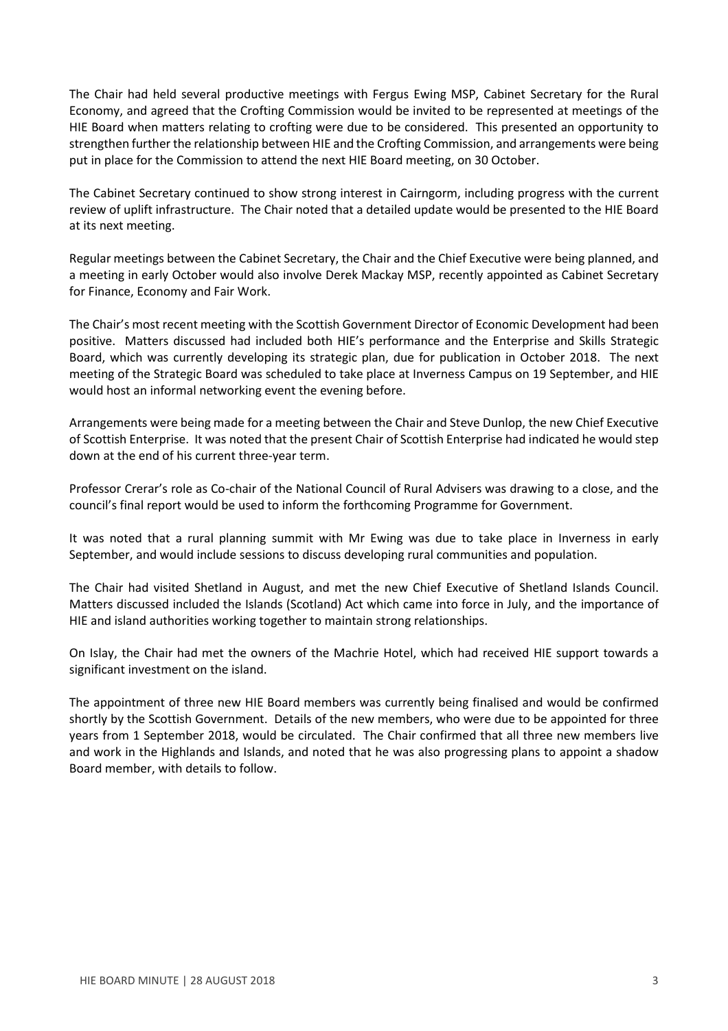The Chair had held several productive meetings with Fergus Ewing MSP, Cabinet Secretary for the Rural Economy, and agreed that the Crofting Commission would be invited to be represented at meetings of the HIE Board when matters relating to crofting were due to be considered. This presented an opportunity to strengthen further the relationship between HIE and the Crofting Commission, and arrangements were being put in place for the Commission to attend the next HIE Board meeting, on 30 October.

The Cabinet Secretary continued to show strong interest in Cairngorm, including progress with the current review of uplift infrastructure. The Chair noted that a detailed update would be presented to the HIE Board at its next meeting.

Regular meetings between the Cabinet Secretary, the Chair and the Chief Executive were being planned, and a meeting in early October would also involve Derek Mackay MSP, recently appointed as Cabinet Secretary for Finance, Economy and Fair Work.

The Chair's most recent meeting with the Scottish Government Director of Economic Development had been positive. Matters discussed had included both HIE's performance and the Enterprise and Skills Strategic Board, which was currently developing its strategic plan, due for publication in October 2018. The next meeting of the Strategic Board was scheduled to take place at Inverness Campus on 19 September, and HIE would host an informal networking event the evening before.

Arrangements were being made for a meeting between the Chair and Steve Dunlop, the new Chief Executive of Scottish Enterprise. It was noted that the present Chair of Scottish Enterprise had indicated he would step down at the end of his current three-year term.

Professor Crerar's role as Co-chair of the National Council of Rural Advisers was drawing to a close, and the council's final report would be used to inform the forthcoming Programme for Government.

It was noted that a rural planning summit with Mr Ewing was due to take place in Inverness in early September, and would include sessions to discuss developing rural communities and population.

The Chair had visited Shetland in August, and met the new Chief Executive of Shetland Islands Council. Matters discussed included the Islands (Scotland) Act which came into force in July, and the importance of HIE and island authorities working together to maintain strong relationships.

On Islay, the Chair had met the owners of the Machrie Hotel, which had received HIE support towards a significant investment on the island.

The appointment of three new HIE Board members was currently being finalised and would be confirmed shortly by the Scottish Government. Details of the new members, who were due to be appointed for three years from 1 September 2018, would be circulated. The Chair confirmed that all three new members live and work in the Highlands and Islands, and noted that he was also progressing plans to appoint a shadow Board member, with details to follow.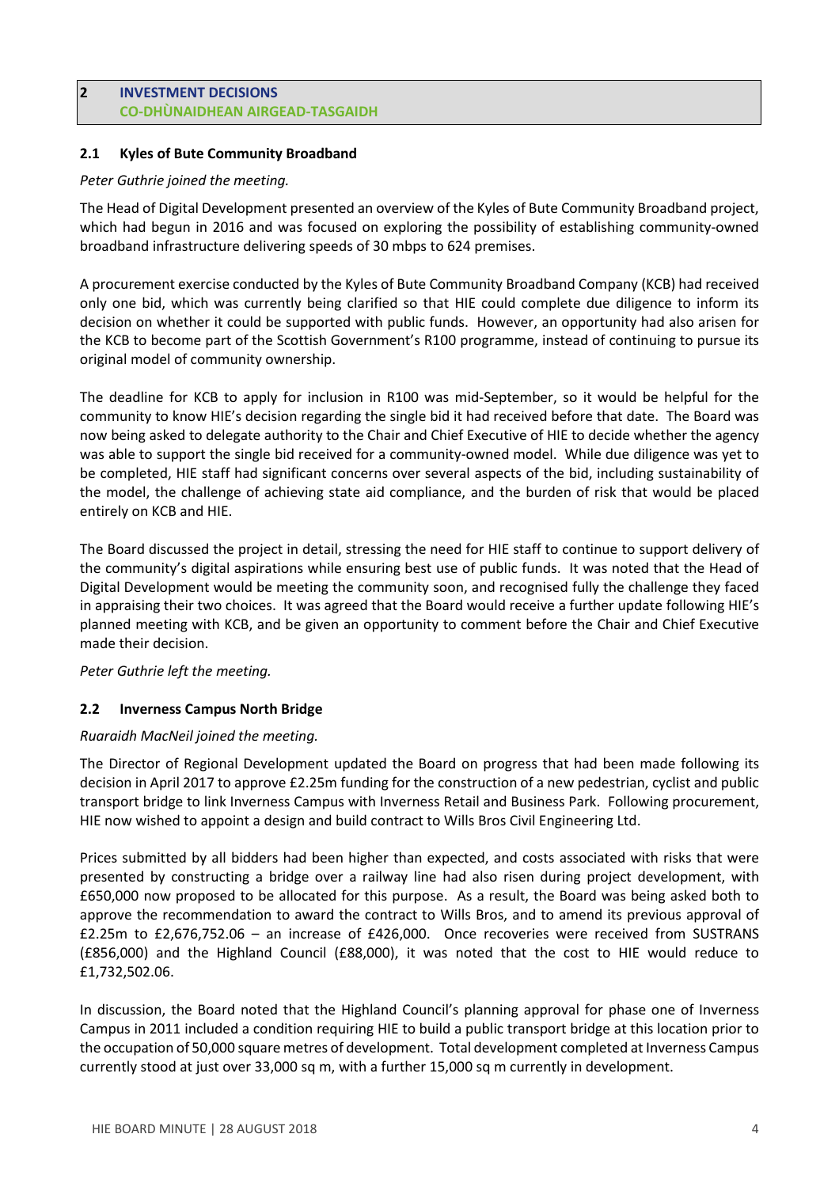## 2 INVESTMENT DECISIONS
## CO-DHÙNAIDHEAN AIRGEAD-TASGAIDH

### 2.1 Kyles of Bute Community Broadband

*Peter Guthrie joined the meeting.*

The Head of Digital Development presented an overview of the Kyles of Bute Community Broadband project, which had begun in 2016 and was focused on exploring the possibility of establishing community-owned broadband infrastructure delivering speeds of 30 mbps to 624 premises.

A procurement exercise conducted by the Kyles of Bute Community Broadband Company (KCB) had received only one bid, which was currently being clarified so that HIE could complete due diligence to inform its decision on whether it could be supported with public funds. However, an opportunity had also arisen for the KCB to become part of the Scottish Government's R100 programme, instead of continuing to pursue its original model of community ownership.

The deadline for KCB to apply for inclusion in R100 was mid-September, so it would be helpful for the community to know HIE's decision regarding the single bid it had received before that date. The Board was now being asked to delegate authority to the Chair and Chief Executive of HIE to decide whether the agency was able to support the single bid received for a community-owned model. While due diligence was yet to be completed, HIE staff had significant concerns over several aspects of the bid, including sustainability of the model, the challenge of achieving state aid compliance, and the burden of risk that would be placed entirely on KCB and HIE.

The Board discussed the project in detail, stressing the need for HIE staff to continue to support delivery of the community's digital aspirations while ensuring best use of public funds. It was noted that the Head of Digital Development would be meeting the community soon, and recognised fully the challenge they faced in appraising their two choices. It was agreed that the Board would receive a further update following HIE's planned meeting with KCB, and be given an opportunity to comment before the Chair and Chief Executive made their decision.

*Peter Guthrie left the meeting.*

### 2.2 Inverness Campus North Bridge

*Ruaraidh MacNeil joined the meeting.*

The Director of Regional Development updated the Board on progress that had been made following its decision in April 2017 to approve £2.25m funding for the construction of a new pedestrian, cyclist and public transport bridge to link Inverness Campus with Inverness Retail and Business Park. Following procurement, HIE now wished to appoint a design and build contract to Wills Bros Civil Engineering Ltd.

Prices submitted by all bidders had been higher than expected, and costs associated with risks that were presented by constructing a bridge over a railway line had also risen during project development, with £650,000 now proposed to be allocated for this purpose. As a result, the Board was being asked both to approve the recommendation to award the contract to Wills Bros, and to amend its previous approval of £2.25m to £2,676,752.06 – an increase of £426,000. Once recoveries were received from SUSTRANS (£856,000) and the Highland Council (£88,000), it was noted that the cost to HIE would reduce to £1,732,502.06.

In discussion, the Board noted that the Highland Council's planning approval for phase one of Inverness Campus in 2011 included a condition requiring HIE to build a public transport bridge at this location prior to the occupation of 50,000 square metres of development. Total development completed at Inverness Campus currently stood at just over 33,000 sq m, with a further 15,000 sq m currently in development.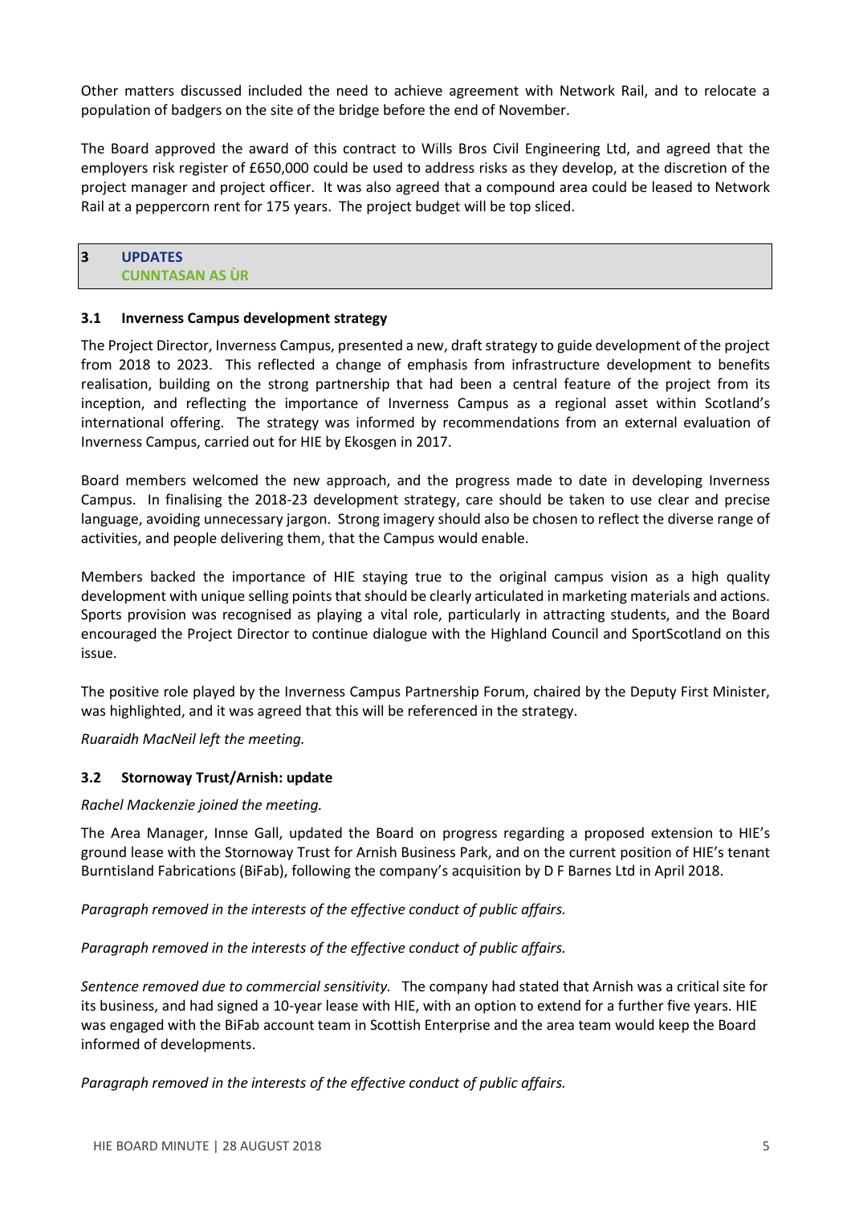Other matters discussed included the need to achieve agreement with Network Rail, and to relocate a population of badgers on the site of the bridge before the end of November.

The Board approved the award of this contract to Wills Bros Civil Engineering Ltd, and agreed that the employers risk register of £650,000 could be used to address risks as they develop, at the discretion of the project manager and project officer. It was also agreed that a compound area could be leased to Network Rail at a peppercorn rent for 175 years. The project budget will be top sliced.

## 3 UPDATES
## CUNNTASAN AS ÙR

### 3.1 Inverness Campus development strategy

The Project Director, Inverness Campus, presented a new, draft strategy to guide development of the project from 2018 to 2023. This reflected a change of emphasis from infrastructure development to benefits realisation, building on the strong partnership that had been a central feature of the project from its inception, and reflecting the importance of Inverness Campus as a regional asset within Scotland's international offering. The strategy was informed by recommendations from an external evaluation of Inverness Campus, carried out for HIE by Ekosgen in 2017.

Board members welcomed the new approach, and the progress made to date in developing Inverness Campus. In finalising the 2018-23 development strategy, care should be taken to use clear and precise language, avoiding unnecessary jargon. Strong imagery should also be chosen to reflect the diverse range of activities, and people delivering them, that the Campus would enable.

Members backed the importance of HIE staying true to the original campus vision as a high quality development with unique selling points that should be clearly articulated in marketing materials and actions. Sports provision was recognised as playing a vital role, particularly in attracting students, and the Board encouraged the Project Director to continue dialogue with the Highland Council and SportScotland on this issue.

The positive role played by the Inverness Campus Partnership Forum, chaired by the Deputy First Minister, was highlighted, and it was agreed that this will be referenced in the strategy.

*Ruaraidh MacNeil left the meeting.*

### 3.2 Stornoway Trust/Arnish: update

*Rachel Mackenzie joined the meeting.*

The Area Manager, Innse Gall, updated the Board on progress regarding a proposed extension to HIE's ground lease with the Stornoway Trust for Arnish Business Park, and on the current position of HIE's tenant Burntisland Fabrications (BiFab), following the company's acquisition by D F Barnes Ltd in April 2018.

*Paragraph removed in the interests of the effective conduct of public affairs.*

*Paragraph removed in the interests of the effective conduct of public affairs.*

*Sentence removed due to commercial sensitivity.* The company had stated that Arnish was a critical site for its business, and had signed a 10-year lease with HIE, with an option to extend for a further five years. HIE was engaged with the BiFab account team in Scottish Enterprise and the area team would keep the Board informed of developments.

*Paragraph removed in the interests of the effective conduct of public affairs.*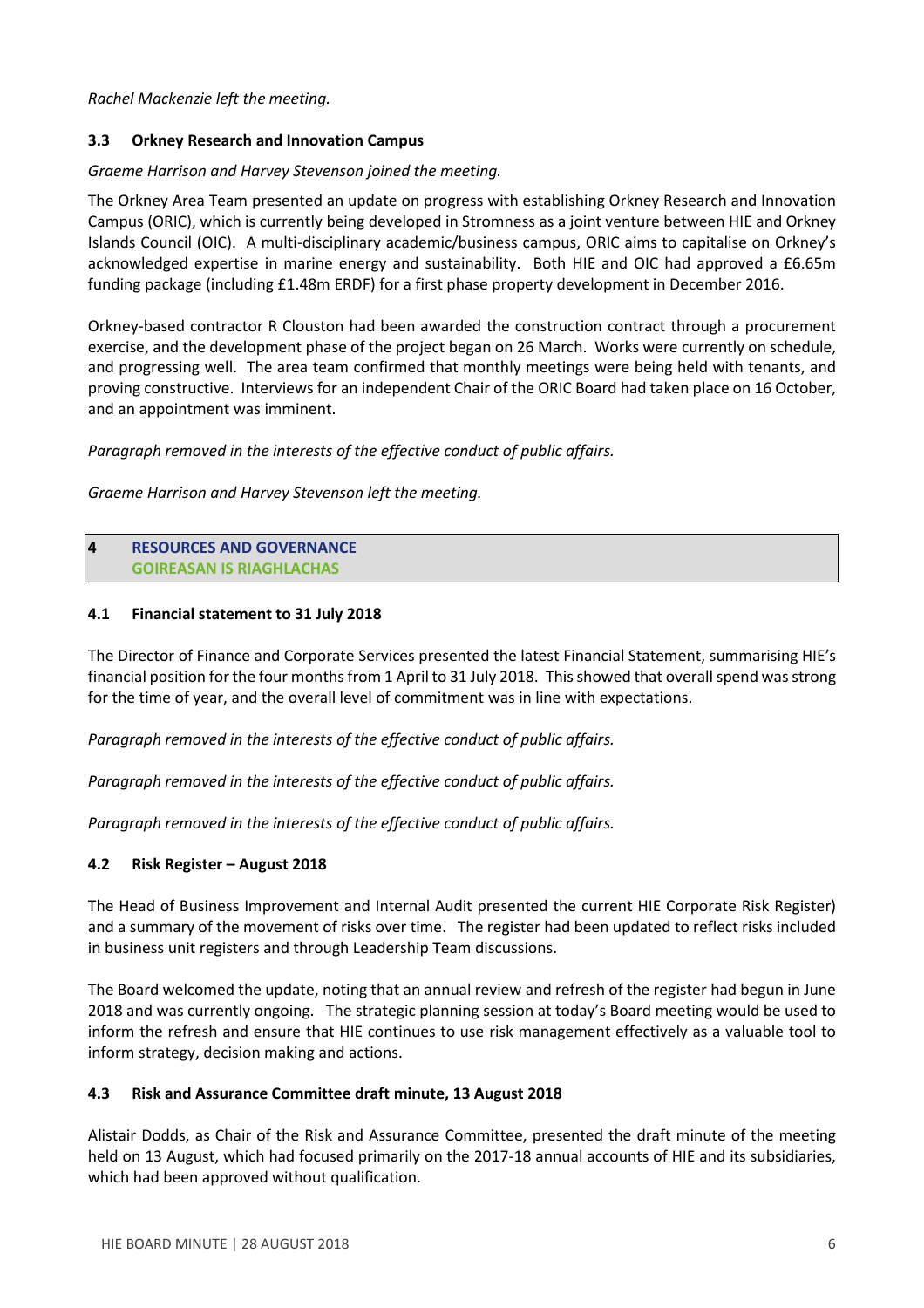*Rachel Mackenzie left the meeting.*

### 3.3 Orkney Research and Innovation Campus

*Graeme Harrison and Harvey Stevenson joined the meeting.*

The Orkney Area Team presented an update on progress with establishing Orkney Research and Innovation Campus (ORIC), which is currently being developed in Stromness as a joint venture between HIE and Orkney Islands Council (OIC). A multi-disciplinary academic/business campus, ORIC aims to capitalise on Orkney's acknowledged expertise in marine energy and sustainability. Both HIE and OIC had approved a £6.65m funding package (including £1.48m ERDF) for a first phase property development in December 2016.

Orkney-based contractor R Clouston had been awarded the construction contract through a procurement exercise, and the development phase of the project began on 26 March. Works were currently on schedule, and progressing well. The area team confirmed that monthly meetings were being held with tenants, and proving constructive. Interviews for an independent Chair of the ORIC Board had taken place on 16 October, and an appointment was imminent.

*Paragraph removed in the interests of the effective conduct of public affairs.*

*Graeme Harrison and Harvey Stevenson left the meeting.*

## 4 RESOURCES AND GOVERNANCE
## GOIREASAN IS RIAGHLACHAS

### 4.1 Financial statement to 31 July 2018

The Director of Finance and Corporate Services presented the latest Financial Statement, summarising HIE's financial position for the four months from 1 April to 31 July 2018. This showed that overall spend was strong for the time of year, and the overall level of commitment was in line with expectations.

*Paragraph removed in the interests of the effective conduct of public affairs.*

*Paragraph removed in the interests of the effective conduct of public affairs.*

*Paragraph removed in the interests of the effective conduct of public affairs.*

### 4.2 Risk Register – August 2018

The Head of Business Improvement and Internal Audit presented the current HIE Corporate Risk Register) and a summary of the movement of risks over time. The register had been updated to reflect risks included in business unit registers and through Leadership Team discussions.

The Board welcomed the update, noting that an annual review and refresh of the register had begun in June 2018 and was currently ongoing. The strategic planning session at today's Board meeting would be used to inform the refresh and ensure that HIE continues to use risk management effectively as a valuable tool to inform strategy, decision making and actions.

### 4.3 Risk and Assurance Committee draft minute, 13 August 2018

Alistair Dodds, as Chair of the Risk and Assurance Committee, presented the draft minute of the meeting held on 13 August, which had focused primarily on the 2017-18 annual accounts of HIE and its subsidiaries, which had been approved without qualification.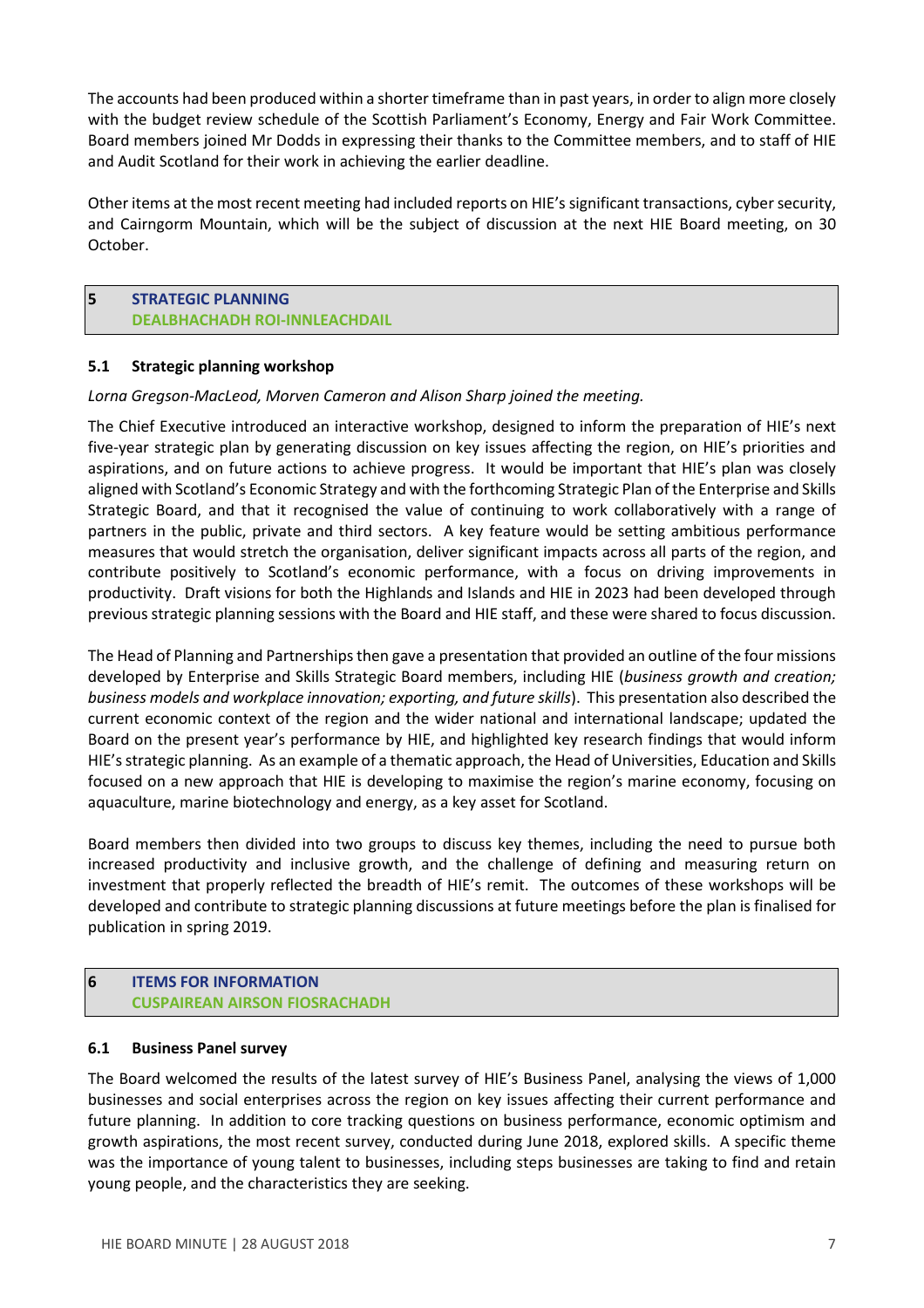The accounts had been produced within a shorter timeframe than in past years, in order to align more closely with the budget review schedule of the Scottish Parliament's Economy, Energy and Fair Work Committee. Board members joined Mr Dodds in expressing their thanks to the Committee members, and to staff of HIE and Audit Scotland for their work in achieving the earlier deadline.

Other items at the most recent meeting had included reports on HIE's significant transactions, cyber security, and Cairngorm Mountain, which will be the subject of discussion at the next HIE Board meeting, on 30 October.

## 5 STRATEGIC PLANNING
## DEALBHACHADH ROI-INNLEACHDAIL

### 5.1 Strategic planning workshop

*Lorna Gregson-MacLeod, Morven Cameron and Alison Sharp joined the meeting.*

The Chief Executive introduced an interactive workshop, designed to inform the preparation of HIE's next five-year strategic plan by generating discussion on key issues affecting the region, on HIE's priorities and aspirations, and on future actions to achieve progress. It would be important that HIE's plan was closely aligned with Scotland's Economic Strategy and with the forthcoming Strategic Plan of the Enterprise and Skills Strategic Board, and that it recognised the value of continuing to work collaboratively with a range of partners in the public, private and third sectors. A key feature would be setting ambitious performance measures that would stretch the organisation, deliver significant impacts across all parts of the region, and contribute positively to Scotland's economic performance, with a focus on driving improvements in productivity. Draft visions for both the Highlands and Islands and HIE in 2023 had been developed through previous strategic planning sessions with the Board and HIE staff, and these were shared to focus discussion.

The Head of Planning and Partnerships then gave a presentation that provided an outline of the four missions developed by Enterprise and Skills Strategic Board members, including HIE (*business growth and creation; business models and workplace innovation; exporting, and future skills*). This presentation also described the current economic context of the region and the wider national and international landscape; updated the Board on the present year's performance by HIE, and highlighted key research findings that would inform HIE's strategic planning. As an example of a thematic approach, the Head of Universities, Education and Skills focused on a new approach that HIE is developing to maximise the region's marine economy, focusing on aquaculture, marine biotechnology and energy, as a key asset for Scotland.

Board members then divided into two groups to discuss key themes, including the need to pursue both increased productivity and inclusive growth, and the challenge of defining and measuring return on investment that properly reflected the breadth of HIE's remit. The outcomes of these workshops will be developed and contribute to strategic planning discussions at future meetings before the plan is finalised for publication in spring 2019.

## 6 ITEMS FOR INFORMATION
## CUSPAIREAN AIRSON FIOSRACHADH

### 6.1 Business Panel survey

The Board welcomed the results of the latest survey of HIE's Business Panel, analysing the views of 1,000 businesses and social enterprises across the region on key issues affecting their current performance and future planning. In addition to core tracking questions on business performance, economic optimism and growth aspirations, the most recent survey, conducted during June 2018, explored skills. A specific theme was the importance of young talent to businesses, including steps businesses are taking to find and retain young people, and the characteristics they are seeking.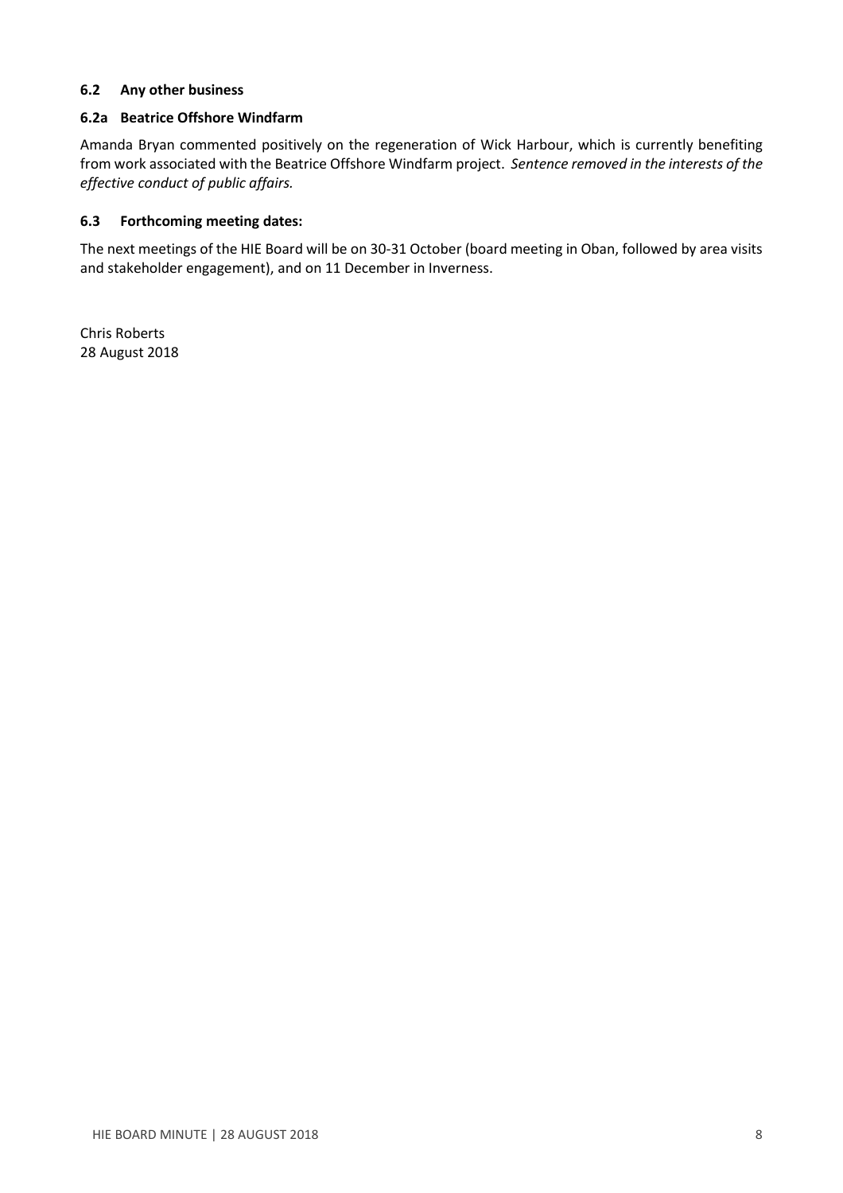### 6.2 Any other business

#### 6.2a Beatrice Offshore Windfarm

Amanda Bryan commented positively on the regeneration of Wick Harbour, which is currently benefiting from work associated with the Beatrice Offshore Windfarm project. *Sentence removed in the interests of the effective conduct of public affairs.*

### 6.3 Forthcoming meeting dates:

The next meetings of the HIE Board will be on 30-31 October (board meeting in Oban, followed by area visits and stakeholder engagement), and on 11 December in Inverness.

Chris Roberts
28 August 2018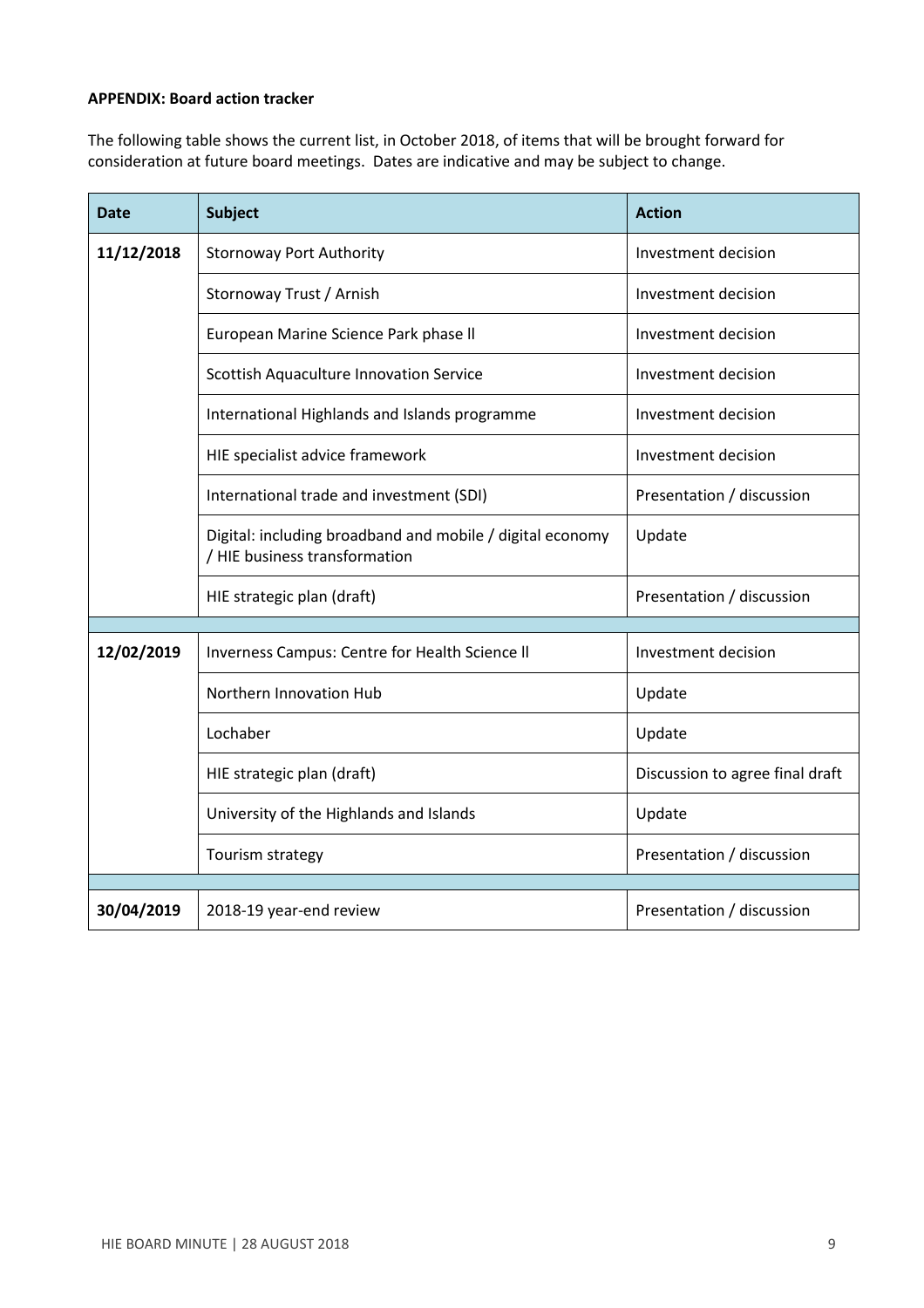**APPENDIX: Board action tracker**

The following table shows the current list, in October 2018, of items that will be brought forward for consideration at future board meetings. Dates are indicative and may be subject to change.

| Date | Subject | Action |
|---|---|---|
| 11/12/2018 | Stornoway Port Authority | Investment decision |
| | Stornoway Trust / Arnish | Investment decision |
| | European Marine Science Park phase ll | Investment decision |
| | Scottish Aquaculture Innovation Service | Investment decision |
| | International Highlands and Islands programme | Investment decision |
| | HIE specialist advice framework | Investment decision |
| | International trade and investment (SDI) | Presentation / discussion |
| | Digital: including broadband and mobile / digital economy / HIE business transformation | Update |
| | HIE strategic plan (draft) | Presentation / discussion |
| | | |
| 12/02/2019 | Inverness Campus: Centre for Health Science ll | Investment decision |
| | Northern Innovation Hub | Update |
| | Lochaber | Update |
| | HIE strategic plan (draft) | Discussion to agree final draft |
| | University of the Highlands and Islands | Update |
| | Tourism strategy | Presentation / discussion |
| | | |
| 30/04/2019 | 2018-19 year-end review | Presentation / discussion |